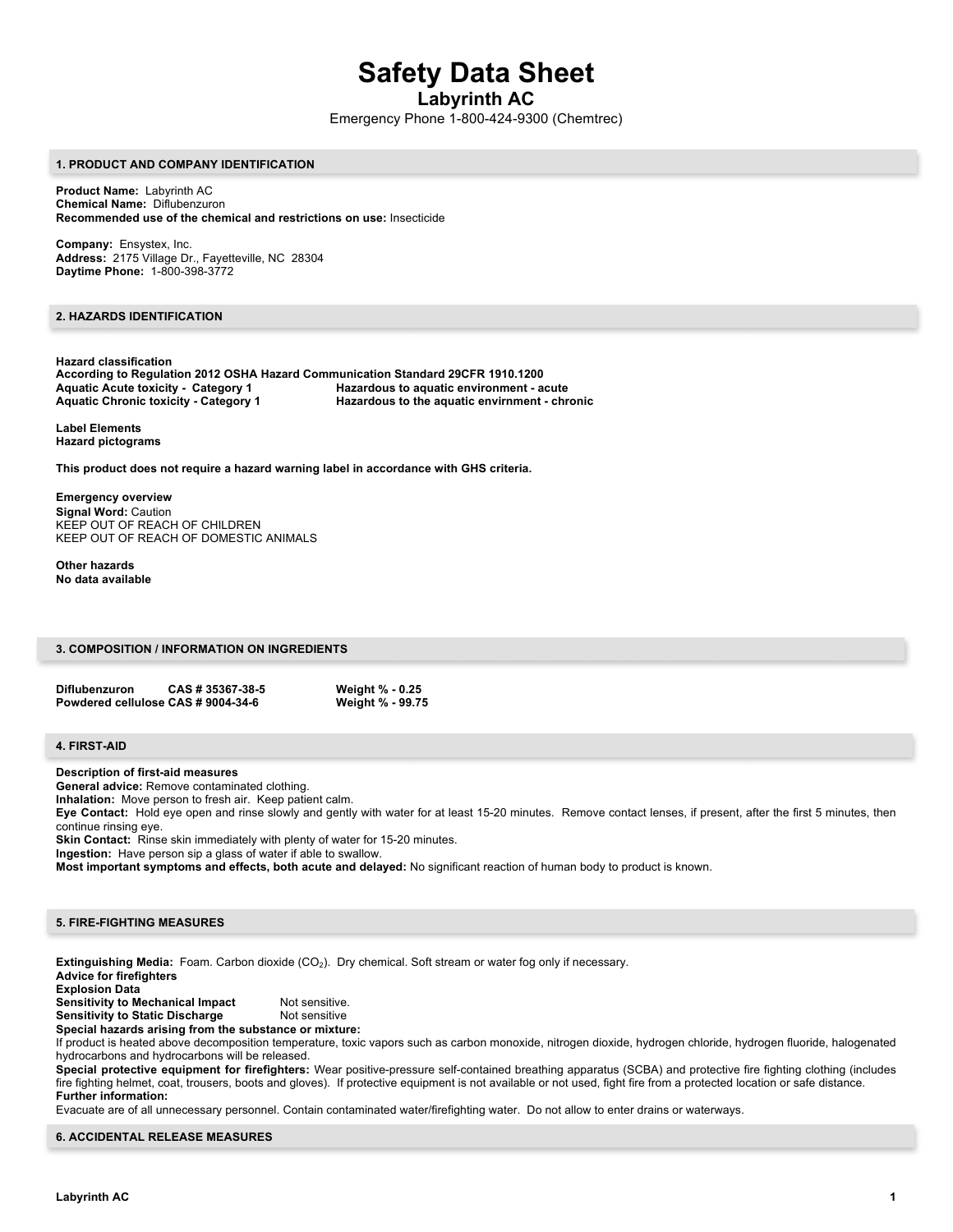# Safety Data Sheet

## Labyrinth AC

Emergency Phone 1-800-424-9300 (Chemtrec)

### 1. PRODUCT AND COMPANY IDENTIFICATION

**Product Name:** Labyrinth AC
**Chemical Name:** Diflubenzuron
**Recommended use of the chemical and restrictions on use:** Insecticide

**Company:** Ensystex, Inc.
**Address:** 2175 Village Dr., Fayetteville, NC 28304
**Daytime Phone:** 1-800-398-3772

### 2. HAZARDS IDENTIFICATION

**Hazard classification**
**According to Regulation 2012 OSHA Hazard Communication Standard 29CFR 1910.1200**

| | |
|---|---|
| **Aquatic Acute toxicity - Category 1** | **Hazardous to aquatic environment - acute** |
| **Aquatic Chronic toxicity - Category 1** | **Hazardous to the aquatic envirnment - chronic** |

**Label Elements**
**Hazard pictograms**

**This product does not require a hazard warning label in accordance with GHS criteria.**

**Emergency overview**
**Signal Word:** Caution
KEEP OUT OF REACH OF CHILDREN
KEEP OUT OF REACH OF DOMESTIC ANIMALS

**Other hazards**
**No data available**

### 3. COMPOSITION / INFORMATION ON INGREDIENTS

| | | |
|---|---|---|
| **Diflubenzuron** | **CAS # 35367-38-5** | **Weight % - 0.25** |
| **Powdered cellulose** | **CAS # 9004-34-6** | **Weight % - 99.75** |

### 4. FIRST-AID

**Description of first-aid measures**
**General advice:** Remove contaminated clothing.
**Inhalation:** Move person to fresh air. Keep patient calm.
**Eye Contact:** Hold eye open and rinse slowly and gently with water for at least 15-20 minutes. Remove contact lenses, if present, after the first 5 minutes, then continue rinsing eye.
**Skin Contact:** Rinse skin immediately with plenty of water for 15-20 minutes.
**Ingestion:** Have person sip a glass of water if able to swallow.
**Most important symptoms and effects, both acute and delayed:** No significant reaction of human body to product is known.

### 5. FIRE-FIGHTING MEASURES

**Extinguishing Media:** Foam. Carbon dioxide ($CO_2$). Dry chemical. Soft stream or water fog only if necessary.
**Advice for firefighters**
**Explosion Data**
**Sensitivity to Mechanical Impact** Not sensitive.
**Sensitivity to Static Discharge** Not sensitive
**Special hazards arising from the substance or mixture:**
If product is heated above decomposition temperature, toxic vapors such as carbon monoxide, nitrogen dioxide, hydrogen chloride, hydrogen fluoride, halogenated hydrocarbons and hydrocarbons will be released.
**Special protective equipment for firefighters:** Wear positive-pressure self-contained breathing apparatus (SCBA) and protective fire fighting clothing (includes fire fighting helmet, coat, trousers, boots and gloves). If protective equipment is not available or not used, fight fire from a protected location or safe distance.
**Further information:**
Evacuate are of all unnecessary personnel. Contain contaminated water/firefighting water. Do not allow to enter drains or waterways.

### 6. ACCIDENTAL RELEASE MEASURES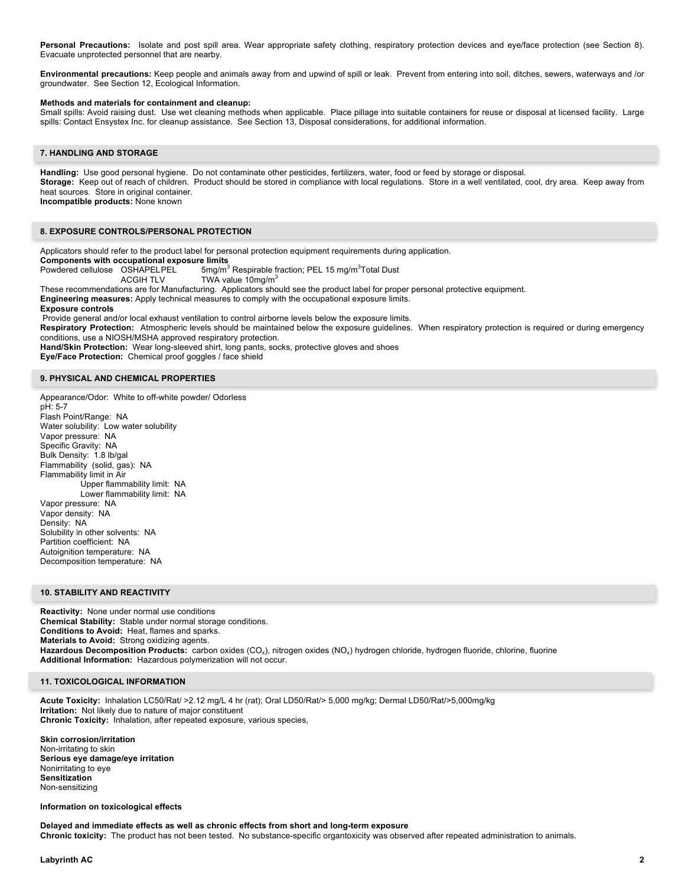**Personal Precautions:** Isolate and post spill area. Wear appropriate safety clothing, respiratory protection devices and eye/face protection (see Section 8). Evacuate unprotected personnel that are nearby.

**Environmental precautions:** Keep people and animals away from and upwind of spill or leak. Prevent from entering into soil, ditches, sewers, waterways and /or groundwater. See Section 12, Ecological Information.

**Methods and materials for containment and cleanup:**
Small spills: Avoid raising dust. Use wet cleaning methods when applicable. Place pillage into suitable containers for reuse or disposal at licensed facility. Large spills: Contact Ensystex Inc. for cleanup assistance. See Section 13, Disposal considerations, for additional information.

## 7. HANDLING AND STORAGE

**Handling:** Use good personal hygiene. Do not contaminate other pesticides, fertilizers, water, food or feed by storage or disposal.
**Storage:** Keep out of reach of children. Product should be stored in compliance with local regulations. Store in a well ventilated, cool, dry area. Keep away from heat sources. Store in original container.
**Incompatible products:** None known

## 8. EXPOSURE CONTROLS/PERSONAL PROTECTION

Applicators should refer to the product label for personal protection equipment requirements during application.
**Components with occupational exposure limits**

| | | |
|---|---|---|
| Powdered cellulose | OSHAPELPEL | 5mg/m$^3$ Respirable fraction; PEL 15 mg/m$^3$Total Dust |
| | ACGIH TLV | TWA value 10mg/m$^3$ |

These recommendations are for Manufacturing. Applicators should see the product label for proper personal protective equipment.
**Engineering measures:** Apply technical measures to comply with the occupational exposure limits.
**Exposure controls**
Provide general and/or local exhaust ventilation to control airborne levels below the exposure limits.
**Respiratory Protection:** Atmospheric levels should be maintained below the exposure guidelines. When respiratory protection is required or during emergency conditions, use a NIOSH/MSHA approved respiratory protection.
**Hand/Skin Protection:** Wear long-sleeved shirt, long pants, socks, protective gloves and shoes
**Eye/Face Protection:** Chemical proof goggles / face shield

## 9. PHYSICAL AND CHEMICAL PROPERTIES

Appearance/Odor: White to off-white powder/ Odorless
pH: 5-7
Flash Point/Range: NA
Water solubility: Low water solubility
Vapor pressure: NA
Specific Gravity: NA
Bulk Density: 1.8 lb/gal
Flammability (solid, gas): NA
Flammability limit in Air
    Upper flammability limit: NA
    Lower flammability limit: NA
Vapor pressure: NA
Vapor density: NA
Density: NA
Solubility in other solvents: NA
Partition coefficient: NA
Autoignition temperature: NA
Decomposition temperature: NA

## 10. STABILITY AND REACTIVITY

**Reactivity:** None under normal use conditions
**Chemical Stability:** Stable under normal storage conditions.
**Conditions to Avoid:** Heat, flames and sparks.
**Materials to Avoid:** Strong oxidizing agents.
**Hazardous Decomposition Products:** carbon oxides ($CO_x$), nitrogen oxides ($NO_x$) hydrogen chloride, hydrogen fluoride, chlorine, fluorine
**Additional Information:** Hazardous polymerization will not occur.

## 11. TOXICOLOGICAL INFORMATION

**Acute Toxicity:** Inhalation LC50/Rat/ >2.12 mg/L 4 hr (rat); Oral LD50/Rat/> 5,000 mg/kg; Dermal LD50/Rat/>5,000mg/kg
**Irritation:** Not likely due to nature of major constituent
**Chronic Toxicity:** Inhalation, after repeated exposure, various species,

**Skin corrosion/irritation**
Non-irritating to skin
**Serious eye damage/eye irritation**
Nonirritating to eye
**Sensitization**
Non-sensitizing

**Information on toxicological effects**

**Delayed and immediate effects as well as chronic effects from short and long-term exposure**
**Chronic toxicity:** The product has not been tested. No substance-specific organtoxicity was observed after repeated administration to animals.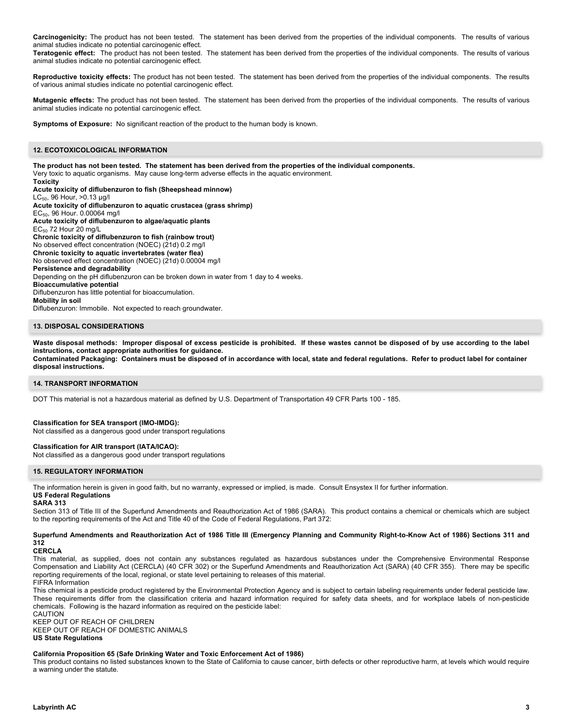**Carcinogenicity:** The product has not been tested. The statement has been derived from the properties of the individual components. The results of various animal studies indicate no potential carcinogenic effect.

**Teratogenic effect:** The product has not been tested. The statement has been derived from the properties of the individual components. The results of various animal studies indicate no potential carcinogenic effect.

**Reproductive toxicity effects:** The product has not been tested. The statement has been derived from the properties of the individual components. The results of various animal studies indicate no potential carcinogenic effect.

**Mutagenic effects:** The product has not been tested. The statement has been derived from the properties of the individual components. The results of various animal studies indicate no potential carcinogenic effect.

**Symptoms of Exposure:** No significant reaction of the product to the human body is known.

## 12. ECOTOXICOLOGICAL INFORMATION

**The product has not been tested. The statement has been derived from the properties of the individual components.**

Very toxic to aquatic organisms. May cause long-term adverse effects in the aquatic environment.

**Toxicity**

**Acute toxicity of diflubenzuron to fish (Sheepshead minnow)**

$LC_{50}$, 96 Hour, >0.13 µg/l

**Acute toxicity of diflubenzuron to aquatic crustacea (grass shrimp)**

$EC_{50}$, 96 Hour. 0.00064 mg/l

**Acute toxicity of diflubenzuron to algae/aquatic plants**

$EC_{50}$ 72 Hour 20 mg/L

**Chronic toxicity of diflubenzuron to fish (rainbow trout)**

No observed effect concentration (NOEC) (21d) 0.2 mg/l

**Chronic toxicity to aquatic invertebrates (water flea)**

No observed effect concentration (NOEC) (21d) 0.00004 mg/l

**Persistence and degradability**

Depending on the pH diflubenzuron can be broken down in water from 1 day to 4 weeks.

**Bioaccumulative potential**

Diflubenzuron has little potential for bioaccumulation.

**Mobility in soil**

Diflubenzuron: Immobile. Not expected to reach groundwater.

## 13. DISPOSAL CONSIDERATIONS

**Waste disposal methods: Improper disposal of excess pesticide is prohibited. If these wastes cannot be disposed of by use according to the label instructions, contact appropriate authorities for guidance.**

**Contaminated Packaging: Containers must be disposed of in accordance with local, state and federal regulations. Refer to product label for container disposal instructions.**

## 14. TRANSPORT INFORMATION

DOT This material is not a hazardous material as defined by U.S. Department of Transportation 49 CFR Parts 100 - 185.

**Classification for SEA transport (IMO-IMDG):**

Not classified as a dangerous good under transport regulations

**Classification for AIR transport (IATA/ICAO):**

Not classified as a dangerous good under transport regulations

## 15. REGULATORY INFORMATION

The information herein is given in good faith, but no warranty, expressed or implied, is made. Consult Ensystex II for further information.

**US Federal Regulations**

**SARA 313**

Section 313 of Title III of the Superfund Amendments and Reauthorization Act of 1986 (SARA). This product contains a chemical or chemicals which are subject to the reporting requirements of the Act and Title 40 of the Code of Federal Regulations, Part 372:

**Superfund Amendments and Reauthorization Act of 1986 Title III (Emergency Planning and Community Right-to-Know Act of 1986) Sections 311 and 312**

**CERCLA**

This material, as supplied, does not contain any substances regulated as hazardous substances under the Comprehensive Environmental Response Compensation and Liability Act (CERCLA) (40 CFR 302) or the Superfund Amendments and Reauthorization Act (SARA) (40 CFR 355). There may be specific reporting requirements of the local, regional, or state level pertaining to releases of this material.

FIFRA Information

This chemical is a pesticide product registered by the Environmental Protection Agency and is subject to certain labeling requirements under federal pesticide law. These requirements differ from the classification criteria and hazard information required for safety data sheets, and for workplace labels of non-pesticide chemicals. Following is the hazard information as required on the pesticide label:

CAUTION

KEEP OUT OF REACH OF CHILDREN

KEEP OUT OF REACH OF DOMESTIC ANIMALS

**US State Regulations**

**California Proposition 65 (Safe Drinking Water and Toxic Enforcement Act of 1986)**

This product contains no listed substances known to the State of California to cause cancer, birth defects or other reproductive harm, at levels which would require a warning under the statute.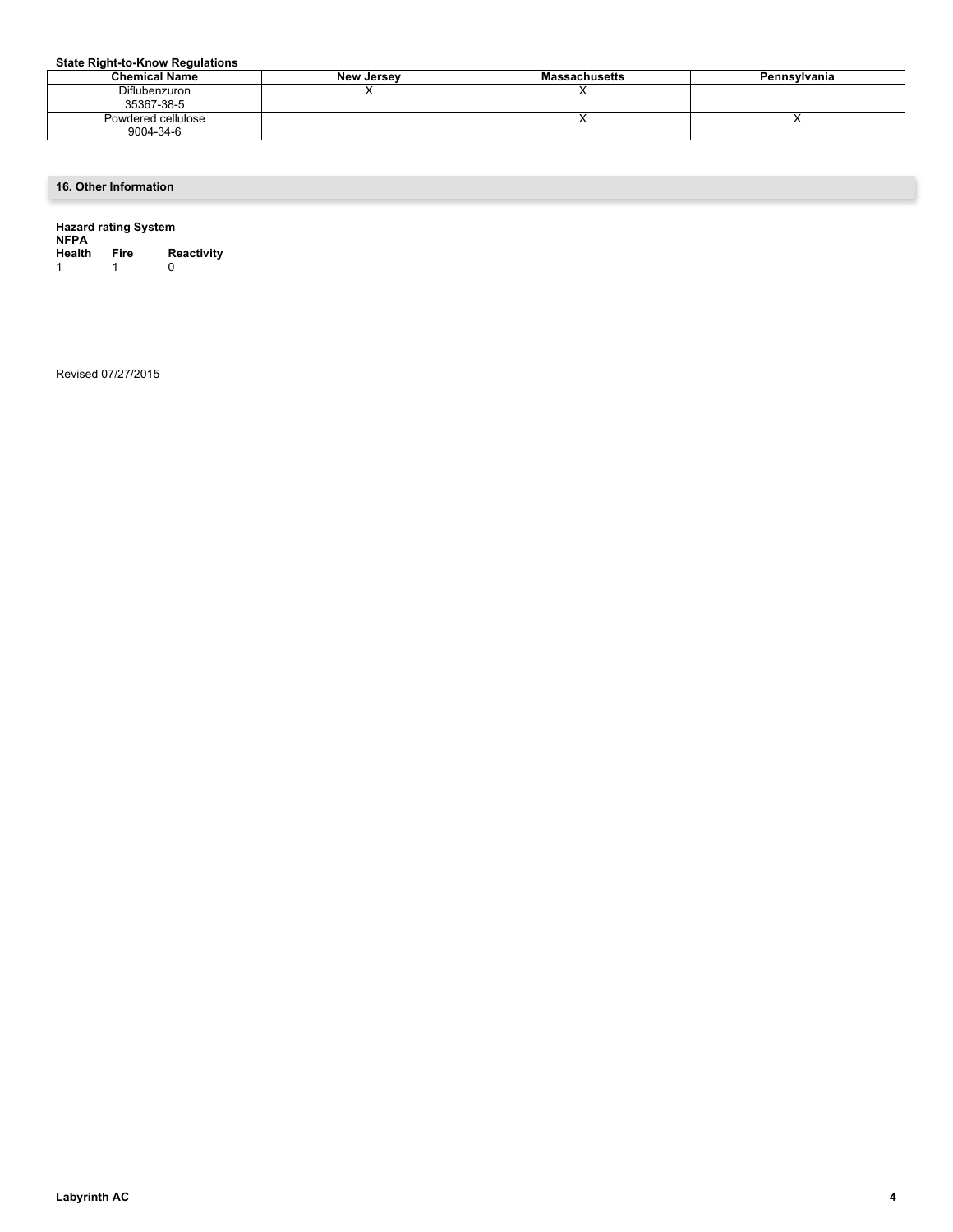**State Right-to-Know Regulations**

| Chemical Name | New Jersey | Massachusetts | Pennsylvania |
|---|---|---|---|
| Diflubenzuron 35367-38-5 | X | X | |
| Powdered cellulose 9004-34-6 | | X | X |

## 16. Other Information

**Hazard rating System**
**NFPA**

| Health | Fire | Reactivity |
|---|---|---|
| 1 | 1 | 0 |

Revised 07/27/2015